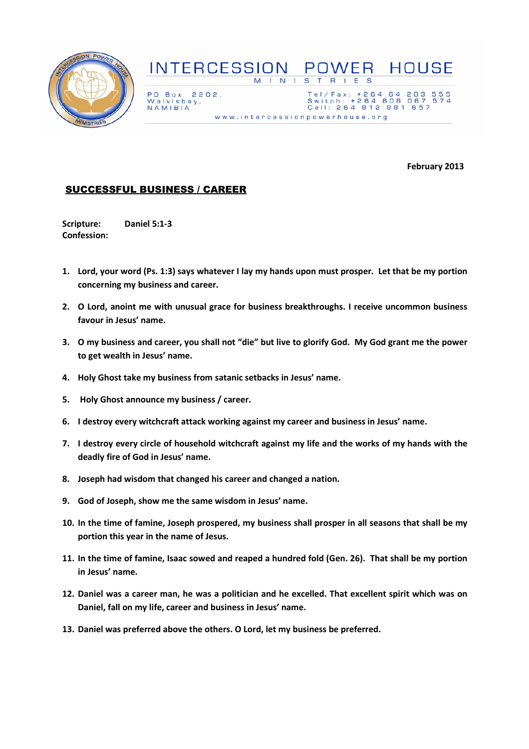# INTERCESSION POWER HOUSE

MINISTRIES

PO Box 2202,
Walvisbay,
NAMIBIA

Tel/Fax: +264 64 203 555
Switch: +264 608 067 574
Cell: 264 812 881 657

www.intercessionpowerhouse.org

**February 2013**

## SUCCESSFUL BUSINESS / CAREER

**Scripture:** **Daniel 5:1-3**
**Confession:**

1. **Lord, your word (Ps. 1:3) says whatever I lay my hands upon must prosper. Let that be my portion concerning my business and career.**
2. **O Lord, anoint me with unusual grace for business breakthroughs. I receive uncommon business favour in Jesus' name.**
3. **O my business and career, you shall not "die" but live to glorify God. My God grant me the power to get wealth in Jesus' name.**
4. **Holy Ghost take my business from satanic setbacks in Jesus' name.**
5. **Holy Ghost announce my business / career.**
6. **I destroy every witchcraft attack working against my career and business in Jesus' name.**
7. **I destroy every circle of household witchcraft against my life and the works of my hands with the deadly fire of God in Jesus' name.**
8. **Joseph had wisdom that changed his career and changed a nation.**
9. **God of Joseph, show me the same wisdom in Jesus' name.**
10. **In the time of famine, Joseph prospered, my business shall prosper in all seasons that shall be my portion this year in the name of Jesus.**
11. **In the time of famine, Isaac sowed and reaped a hundred fold (Gen. 26). That shall be my portion in Jesus' name.**
12. **Daniel was a career man, he was a politician and he excelled. That excellent spirit which was on Daniel, fall on my life, career and business in Jesus' name.**
13. **Daniel was preferred above the others. O Lord, let my business be preferred.**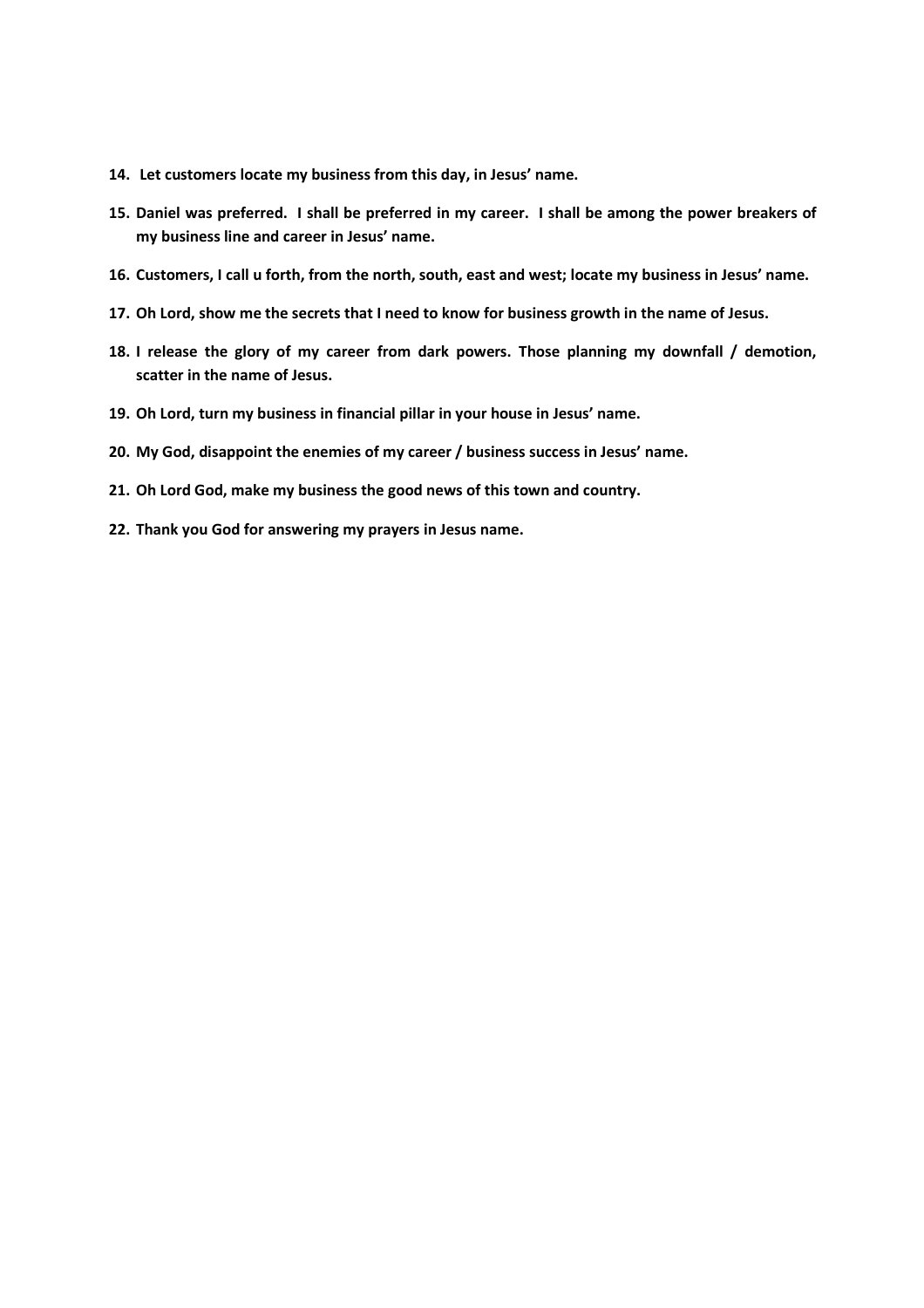14. **Let customers locate my business from this day, in Jesus' name.**
15. **Daniel was preferred. I shall be preferred in my career. I shall be among the power breakers of my business line and career in Jesus' name.**
16. **Customers, I call u forth, from the north, south, east and west; locate my business in Jesus' name.**
17. **Oh Lord, show me the secrets that I need to know for business growth in the name of Jesus.**
18. **I release the glory of my career from dark powers. Those planning my downfall / demotion, scatter in the name of Jesus.**
19. **Oh Lord, turn my business in financial pillar in your house in Jesus' name.**
20. **My God, disappoint the enemies of my career / business success in Jesus' name.**
21. **Oh Lord God, make my business the good news of this town and country.**
22. **Thank you God for answering my prayers in Jesus name.**